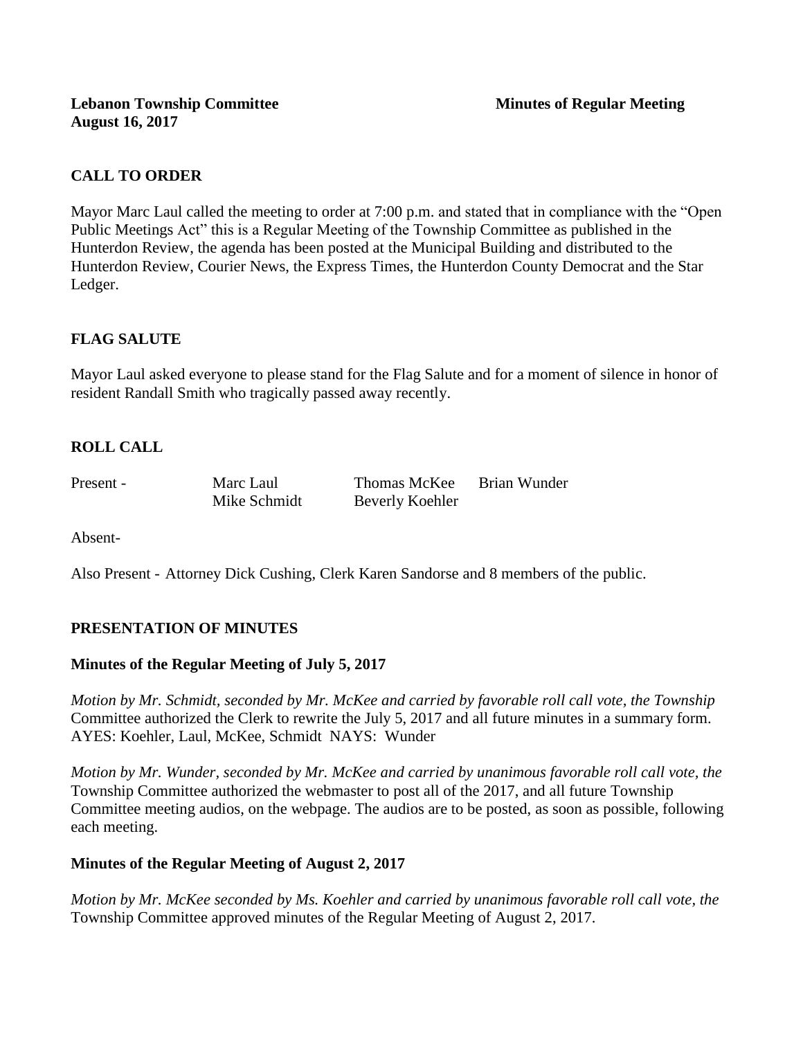**Lebanon Township Committee** **Minutes of Regular Meeting**
**August 16, 2017**

## CALL TO ORDER

Mayor Marc Laul called the meeting to order at 7:00 p.m. and stated that in compliance with the "Open Public Meetings Act" this is a Regular Meeting of the Township Committee as published in the Hunterdon Review, the agenda has been posted at the Municipal Building and distributed to the Hunterdon Review, Courier News, the Express Times, the Hunterdon County Democrat and the Star Ledger.

## FLAG SALUTE

Mayor Laul asked everyone to please stand for the Flag Salute and for a moment of silence in honor of resident Randall Smith who tragically passed away recently.

## ROLL CALL

| Present - | Marc Laul | Thomas McKee | Brian Wunder |
|---|---|---|---|
| | Mike Schmidt | Beverly Koehler | |

Absent-

Also Present - Attorney Dick Cushing, Clerk Karen Sandorse and 8 members of the public.

## PRESENTATION OF MINUTES

### Minutes of the Regular Meeting of July 5, 2017

*Motion by Mr. Schmidt, seconded by Mr. McKee and carried by favorable roll call vote, the Township* Committee authorized the Clerk to rewrite the July 5, 2017 and all future minutes in a summary form. AYES: Koehler, Laul, McKee, Schmidt NAYS: Wunder

*Motion by Mr. Wunder, seconded by Mr. McKee and carried by unanimous favorable roll call vote, the* Township Committee authorized the webmaster to post all of the 2017, and all future Township Committee meeting audios, on the webpage. The audios are to be posted, as soon as possible, following each meeting.

### Minutes of the Regular Meeting of August 2, 2017

*Motion by Mr. McKee seconded by Ms. Koehler and carried by unanimous favorable roll call vote, the* Township Committee approved minutes of the Regular Meeting of August 2, 2017.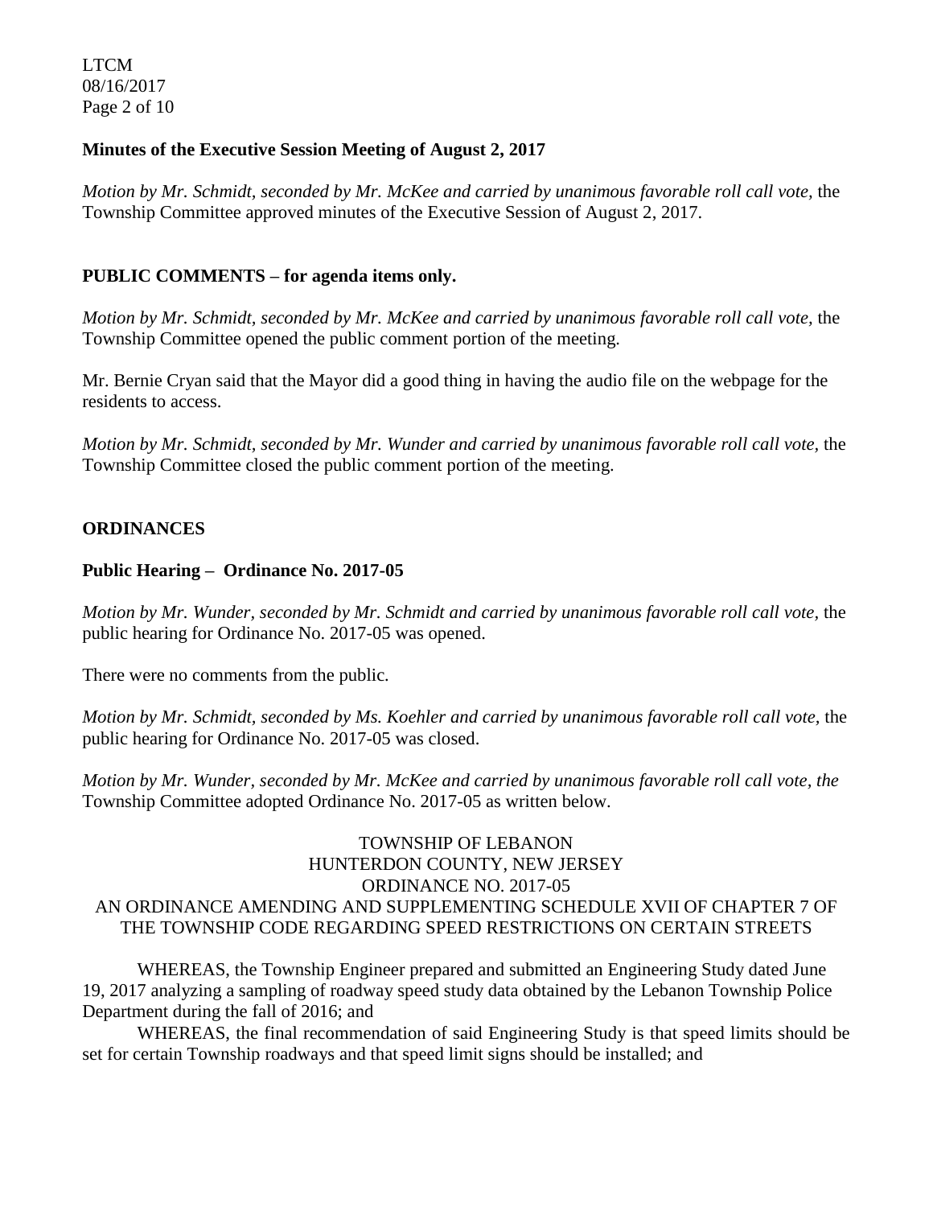**Minutes of the Executive Session Meeting of August 2, 2017**

*Motion by Mr. Schmidt, seconded by Mr. McKee and carried by unanimous favorable roll call vote,* the Township Committee approved minutes of the Executive Session of August 2, 2017.

**PUBLIC COMMENTS – for agenda items only.**

*Motion by Mr. Schmidt, seconded by Mr. McKee and carried by unanimous favorable roll call vote,* the Township Committee opened the public comment portion of the meeting.

Mr. Bernie Cryan said that the Mayor did a good thing in having the audio file on the webpage for the residents to access.

*Motion by Mr. Schmidt, seconded by Mr. Wunder and carried by unanimous favorable roll call vote,* the Township Committee closed the public comment portion of the meeting.

**ORDINANCES**

**Public Hearing – Ordinance No. 2017-05**

*Motion by Mr. Wunder, seconded by Mr. Schmidt and carried by unanimous favorable roll call vote,* the public hearing for Ordinance No. 2017-05 was opened.

There were no comments from the public.

*Motion by Mr. Schmidt, seconded by Ms. Koehler and carried by unanimous favorable roll call vote,* the public hearing for Ordinance No. 2017-05 was closed.

*Motion by Mr. Wunder, seconded by Mr. McKee and carried by unanimous favorable roll call vote, the* Township Committee adopted Ordinance No. 2017-05 as written below.

TOWNSHIP OF LEBANON
HUNTERDON COUNTY, NEW JERSEY
ORDINANCE NO. 2017-05
AN ORDINANCE AMENDING AND SUPPLEMENTING SCHEDULE XVII OF CHAPTER 7 OF THE TOWNSHIP CODE REGARDING SPEED RESTRICTIONS ON CERTAIN STREETS

WHEREAS, the Township Engineer prepared and submitted an Engineering Study dated June 19, 2017 analyzing a sampling of roadway speed study data obtained by the Lebanon Township Police Department during the fall of 2016; and

WHEREAS, the final recommendation of said Engineering Study is that speed limits should be set for certain Township roadways and that speed limit signs should be installed; and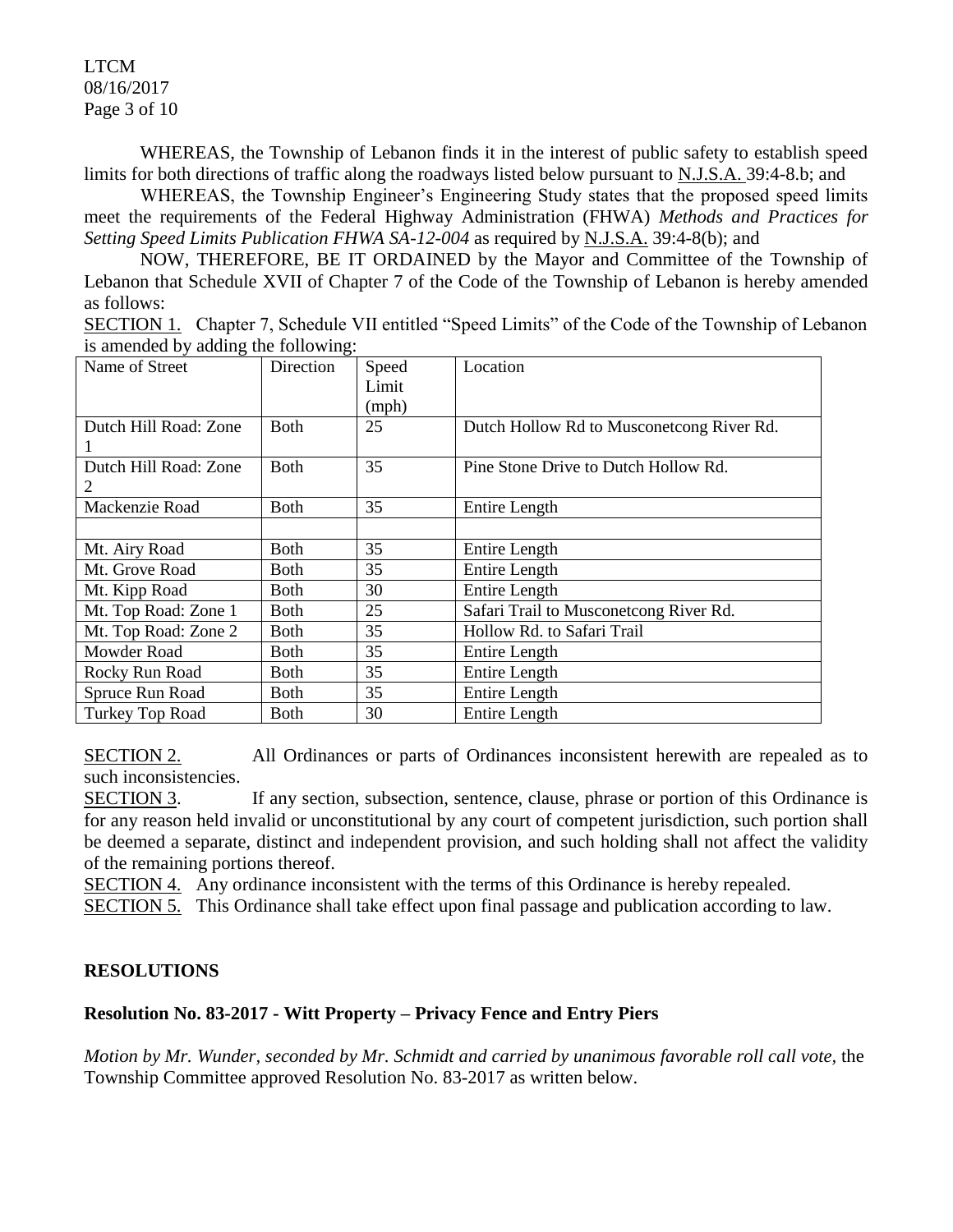WHEREAS, the Township of Lebanon finds it in the interest of public safety to establish speed limits for both directions of traffic along the roadways listed below pursuant to N.J.S.A. 39:4-8.b; and

WHEREAS, the Township Engineer's Engineering Study states that the proposed speed limits meet the requirements of the Federal Highway Administration (FHWA) *Methods and Practices for Setting Speed Limits Publication FHWA SA-12-004* as required by N.J.S.A. 39:4-8(b); and

NOW, THEREFORE, BE IT ORDAINED by the Mayor and Committee of the Township of Lebanon that Schedule XVII of Chapter 7 of the Code of the Township of Lebanon is hereby amended as follows:

SECTION 1. Chapter 7, Schedule VII entitled "Speed Limits" of the Code of the Township of Lebanon is amended by adding the following:

| Name of Street | Direction | Speed Limit (mph) | Location |
|---|---|---|---|
| Dutch Hill Road: Zone 1 | Both | 25 | Dutch Hollow Rd to Musconetcong River Rd. |
| Dutch Hill Road: Zone 2 | Both | 35 | Pine Stone Drive to Dutch Hollow Rd. |
| Mackenzie Road | Both | 35 | Entire Length |
| | | | |
| Mt. Airy Road | Both | 35 | Entire Length |
| Mt. Grove Road | Both | 35 | Entire Length |
| Mt. Kipp Road | Both | 30 | Entire Length |
| Mt. Top Road: Zone 1 | Both | 25 | Safari Trail to Musconetcong River Rd. |
| Mt. Top Road: Zone 2 | Both | 35 | Hollow Rd. to Safari Trail |
| Mowder Road | Both | 35 | Entire Length |
| Rocky Run Road | Both | 35 | Entire Length |
| Spruce Run Road | Both | 35 | Entire Length |
| Turkey Top Road | Both | 30 | Entire Length |

SECTION 2. All Ordinances or parts of Ordinances inconsistent herewith are repealed as to such inconsistencies.

SECTION 3. If any section, subsection, sentence, clause, phrase or portion of this Ordinance is for any reason held invalid or unconstitutional by any court of competent jurisdiction, such portion shall be deemed a separate, distinct and independent provision, and such holding shall not affect the validity of the remaining portions thereof.

SECTION 4. Any ordinance inconsistent with the terms of this Ordinance is hereby repealed.

SECTION 5. This Ordinance shall take effect upon final passage and publication according to law.

## RESOLUTIONS

### Resolution No. 83-2017 - Witt Property – Privacy Fence and Entry Piers

*Motion by Mr. Wunder, seconded by Mr. Schmidt and carried by unanimous favorable roll call vote,* the Township Committee approved Resolution No. 83-2017 as written below.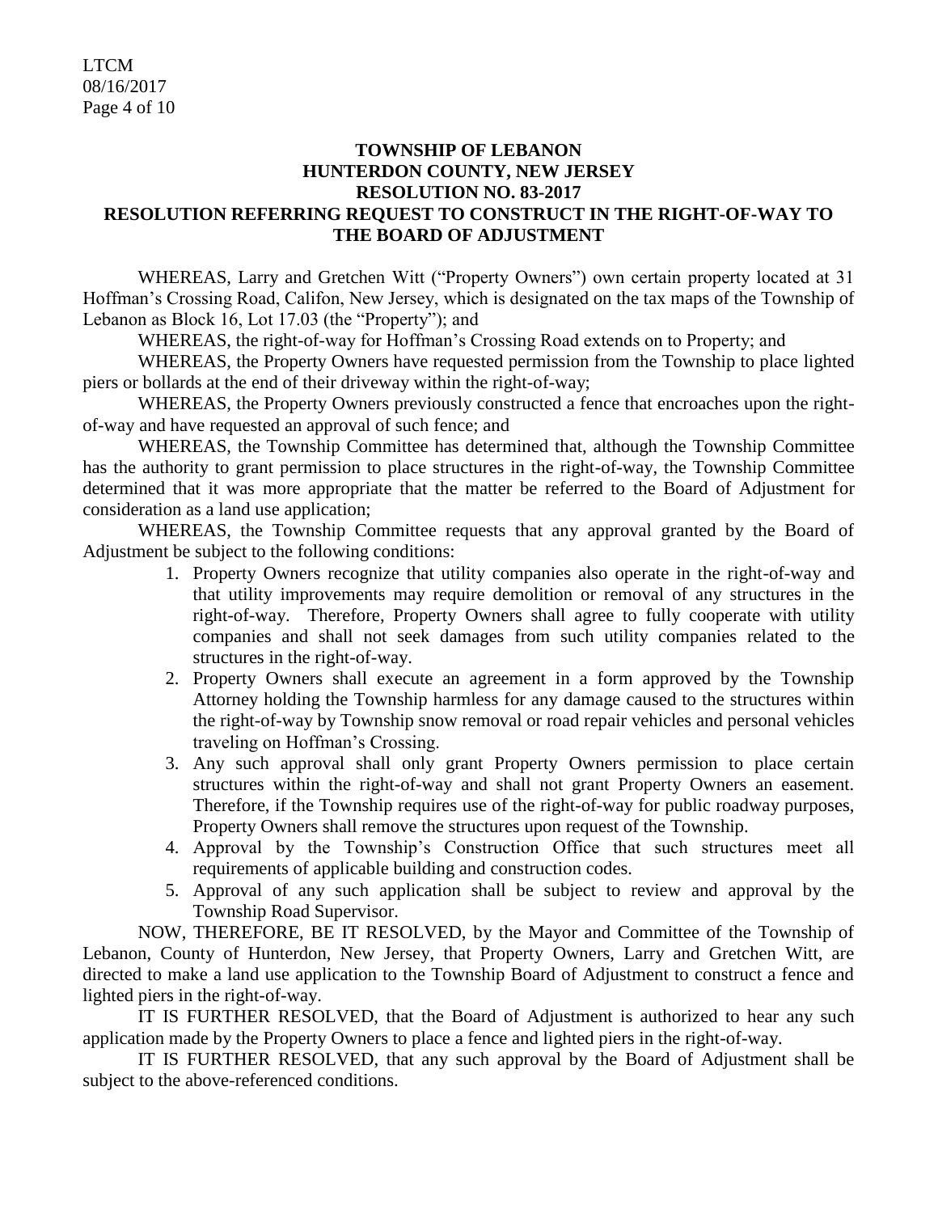**TOWNSHIP OF LEBANON**
**HUNTERDON COUNTY, NEW JERSEY**
**RESOLUTION NO. 83-2017**
**RESOLUTION REFERRING REQUEST TO CONSTRUCT IN THE RIGHT-OF-WAY TO THE BOARD OF ADJUSTMENT**

WHEREAS, Larry and Gretchen Witt ("Property Owners") own certain property located at 31 Hoffman's Crossing Road, Califon, New Jersey, which is designated on the tax maps of the Township of Lebanon as Block 16, Lot 17.03 (the "Property"); and

WHEREAS, the right-of-way for Hoffman's Crossing Road extends on to Property; and

WHEREAS, the Property Owners have requested permission from the Township to place lighted piers or bollards at the end of their driveway within the right-of-way;

WHEREAS, the Property Owners previously constructed a fence that encroaches upon the right-of-way and have requested an approval of such fence; and

WHEREAS, the Township Committee has determined that, although the Township Committee has the authority to grant permission to place structures in the right-of-way, the Township Committee determined that it was more appropriate that the matter be referred to the Board of Adjustment for consideration as a land use application;

WHEREAS, the Township Committee requests that any approval granted by the Board of Adjustment be subject to the following conditions:

1. Property Owners recognize that utility companies also operate in the right-of-way and that utility improvements may require demolition or removal of any structures in the right-of-way. Therefore, Property Owners shall agree to fully cooperate with utility companies and shall not seek damages from such utility companies related to the structures in the right-of-way.
2. Property Owners shall execute an agreement in a form approved by the Township Attorney holding the Township harmless for any damage caused to the structures within the right-of-way by Township snow removal or road repair vehicles and personal vehicles traveling on Hoffman's Crossing.
3. Any such approval shall only grant Property Owners permission to place certain structures within the right-of-way and shall not grant Property Owners an easement. Therefore, if the Township requires use of the right-of-way for public roadway purposes, Property Owners shall remove the structures upon request of the Township.
4. Approval by the Township's Construction Office that such structures meet all requirements of applicable building and construction codes.
5. Approval of any such application shall be subject to review and approval by the Township Road Supervisor.

NOW, THEREFORE, BE IT RESOLVED, by the Mayor and Committee of the Township of Lebanon, County of Hunterdon, New Jersey, that Property Owners, Larry and Gretchen Witt, are directed to make a land use application to the Township Board of Adjustment to construct a fence and lighted piers in the right-of-way.

IT IS FURTHER RESOLVED, that the Board of Adjustment is authorized to hear any such application made by the Property Owners to place a fence and lighted piers in the right-of-way.

IT IS FURTHER RESOLVED, that any such approval by the Board of Adjustment shall be subject to the above-referenced conditions.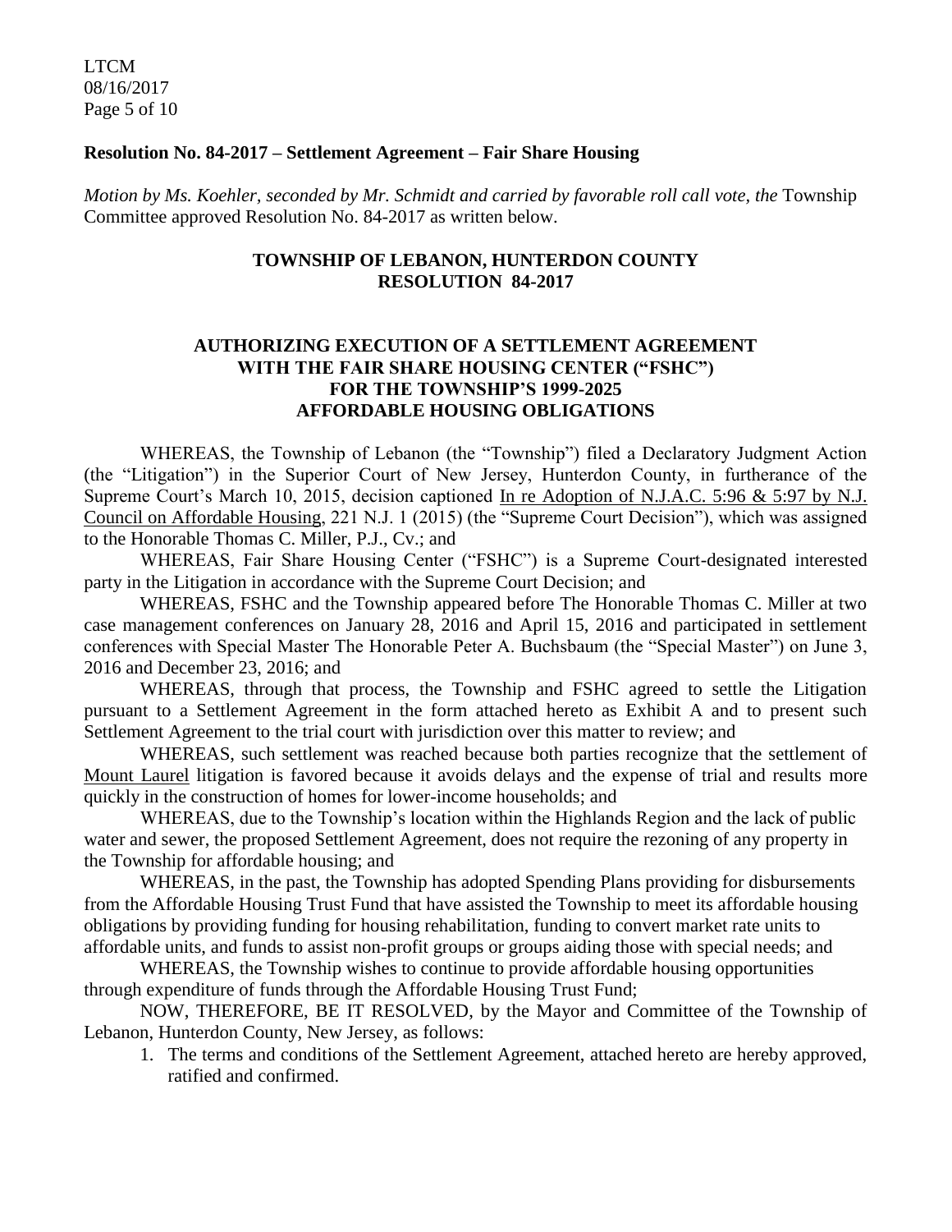**Resolution No. 84-2017 – Settlement Agreement – Fair Share Housing**

*Motion by Ms. Koehler, seconded by Mr. Schmidt and carried by favorable roll call vote, the* Township Committee approved Resolution No. 84-2017 as written below.

**TOWNSHIP OF LEBANON, HUNTERDON COUNTY**
**RESOLUTION 84-2017**

**AUTHORIZING EXECUTION OF A SETTLEMENT AGREEMENT WITH THE FAIR SHARE HOUSING CENTER ("FSHC") FOR THE TOWNSHIP'S 1999-2025 AFFORDABLE HOUSING OBLIGATIONS**

WHEREAS, the Township of Lebanon (the "Township") filed a Declaratory Judgment Action (the "Litigation") in the Superior Court of New Jersey, Hunterdon County, in furtherance of the Supreme Court's March 10, 2015, decision captioned In re Adoption of N.J.A.C. 5:96 & 5:97 by N.J. Council on Affordable Housing, 221 N.J. 1 (2015) (the "Supreme Court Decision"), which was assigned to the Honorable Thomas C. Miller, P.J., Cv.; and

WHEREAS, Fair Share Housing Center ("FSHC") is a Supreme Court-designated interested party in the Litigation in accordance with the Supreme Court Decision; and

WHEREAS, FSHC and the Township appeared before The Honorable Thomas C. Miller at two case management conferences on January 28, 2016 and April 15, 2016 and participated in settlement conferences with Special Master The Honorable Peter A. Buchsbaum (the "Special Master") on June 3, 2016 and December 23, 2016; and

WHEREAS, through that process, the Township and FSHC agreed to settle the Litigation pursuant to a Settlement Agreement in the form attached hereto as Exhibit A and to present such Settlement Agreement to the trial court with jurisdiction over this matter to review; and

WHEREAS, such settlement was reached because both parties recognize that the settlement of Mount Laurel litigation is favored because it avoids delays and the expense of trial and results more quickly in the construction of homes for lower-income households; and

WHEREAS, due to the Township's location within the Highlands Region and the lack of public water and sewer, the proposed Settlement Agreement, does not require the rezoning of any property in the Township for affordable housing; and

WHEREAS, in the past, the Township has adopted Spending Plans providing for disbursements from the Affordable Housing Trust Fund that have assisted the Township to meet its affordable housing obligations by providing funding for housing rehabilitation, funding to convert market rate units to affordable units, and funds to assist non-profit groups or groups aiding those with special needs; and

WHEREAS, the Township wishes to continue to provide affordable housing opportunities through expenditure of funds through the Affordable Housing Trust Fund;

NOW, THEREFORE, BE IT RESOLVED, by the Mayor and Committee of the Township of Lebanon, Hunterdon County, New Jersey, as follows:

1. The terms and conditions of the Settlement Agreement, attached hereto are hereby approved, ratified and confirmed.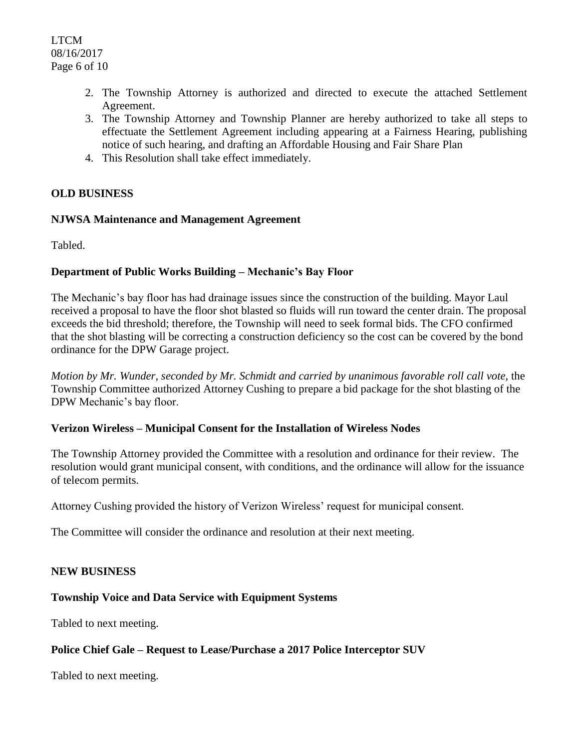2. The Township Attorney is authorized and directed to execute the attached Settlement Agreement.
3. The Township Attorney and Township Planner are hereby authorized to take all steps to effectuate the Settlement Agreement including appearing at a Fairness Hearing, publishing notice of such hearing, and drafting an Affordable Housing and Fair Share Plan
4. This Resolution shall take effect immediately.

## OLD BUSINESS

### NJWSA Maintenance and Management Agreement

Tabled.

### Department of Public Works Building – Mechanic's Bay Floor

The Mechanic's bay floor has had drainage issues since the construction of the building. Mayor Laul received a proposal to have the floor shot blasted so fluids will run toward the center drain. The proposal exceeds the bid threshold; therefore, the Township will need to seek formal bids. The CFO confirmed that the shot blasting will be correcting a construction deficiency so the cost can be covered by the bond ordinance for the DPW Garage project.

*Motion by Mr. Wunder, seconded by Mr. Schmidt and carried by unanimous favorable roll call vote,* the Township Committee authorized Attorney Cushing to prepare a bid package for the shot blasting of the DPW Mechanic's bay floor.

### Verizon Wireless – Municipal Consent for the Installation of Wireless Nodes

The Township Attorney provided the Committee with a resolution and ordinance for their review. The resolution would grant municipal consent, with conditions, and the ordinance will allow for the issuance of telecom permits.

Attorney Cushing provided the history of Verizon Wireless' request for municipal consent.

The Committee will consider the ordinance and resolution at their next meeting.

## NEW BUSINESS

### Township Voice and Data Service with Equipment Systems

Tabled to next meeting.

### Police Chief Gale – Request to Lease/Purchase a 2017 Police Interceptor SUV

Tabled to next meeting.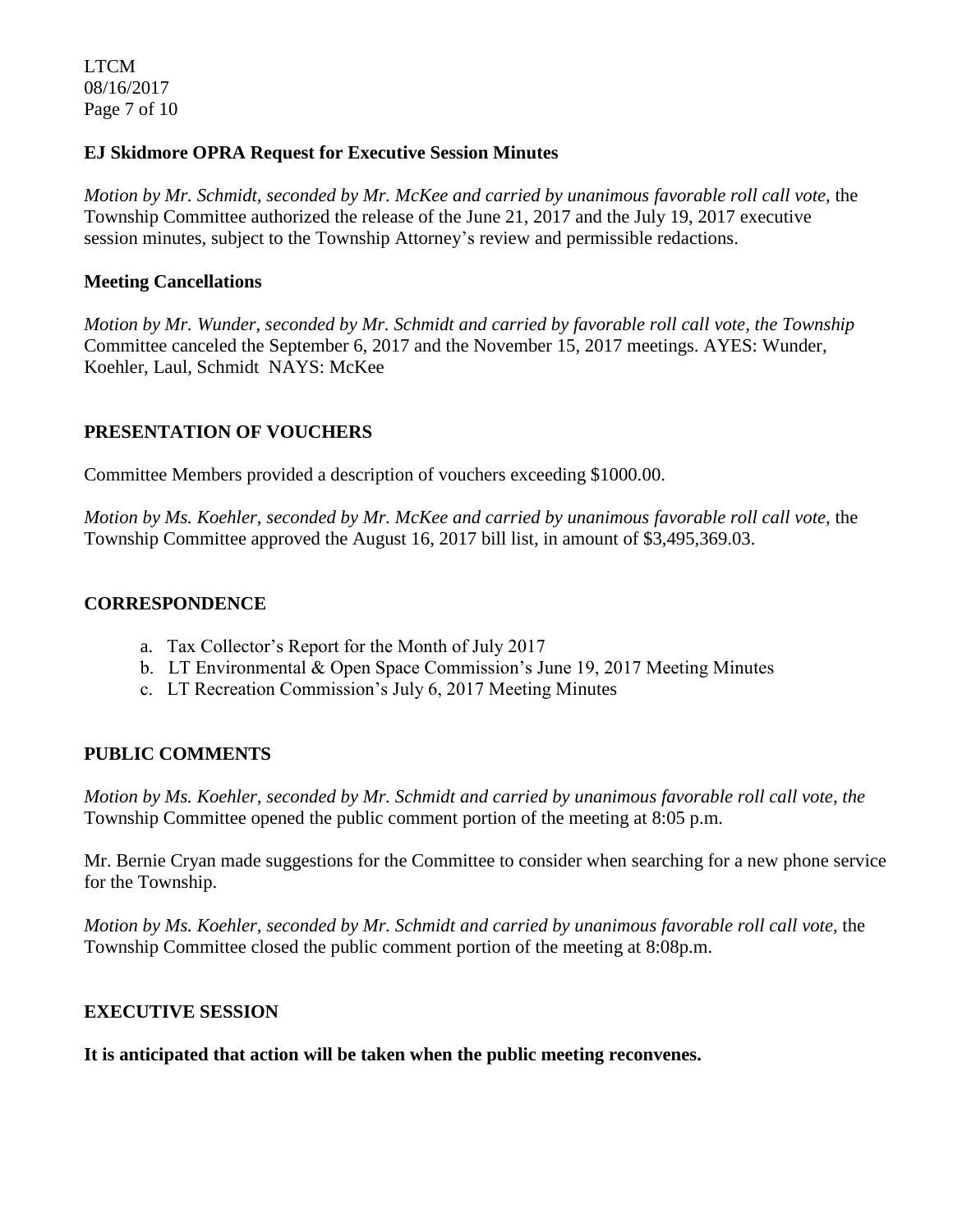**EJ Skidmore OPRA Request for Executive Session Minutes**

*Motion by Mr. Schmidt, seconded by Mr. McKee and carried by unanimous favorable roll call vote,* the Township Committee authorized the release of the June 21, 2017 and the July 19, 2017 executive session minutes, subject to the Township Attorney's review and permissible redactions.

**Meeting Cancellations**

*Motion by Mr. Wunder, seconded by Mr. Schmidt and carried by favorable roll call vote, the Township* Committee canceled the September 6, 2017 and the November 15, 2017 meetings. AYES: Wunder, Koehler, Laul, Schmidt NAYS: McKee

## PRESENTATION OF VOUCHERS

Committee Members provided a description of vouchers exceeding $1000.00.

*Motion by Ms. Koehler, seconded by Mr. McKee and carried by unanimous favorable roll call vote,* the Township Committee approved the August 16, 2017 bill list, in amount of $3,495,369.03.

## CORRESPONDENCE

a. Tax Collector's Report for the Month of July 2017
b. LT Environmental & Open Space Commission's June 19, 2017 Meeting Minutes
c. LT Recreation Commission's July 6, 2017 Meeting Minutes

## PUBLIC COMMENTS

*Motion by Ms. Koehler, seconded by Mr. Schmidt and carried by unanimous favorable roll call vote, the* Township Committee opened the public comment portion of the meeting at 8:05 p.m.

Mr. Bernie Cryan made suggestions for the Committee to consider when searching for a new phone service for the Township.

*Motion by Ms. Koehler, seconded by Mr. Schmidt and carried by unanimous favorable roll call vote,* the Township Committee closed the public comment portion of the meeting at 8:08p.m.

## EXECUTIVE SESSION

**It is anticipated that action will be taken when the public meeting reconvenes.**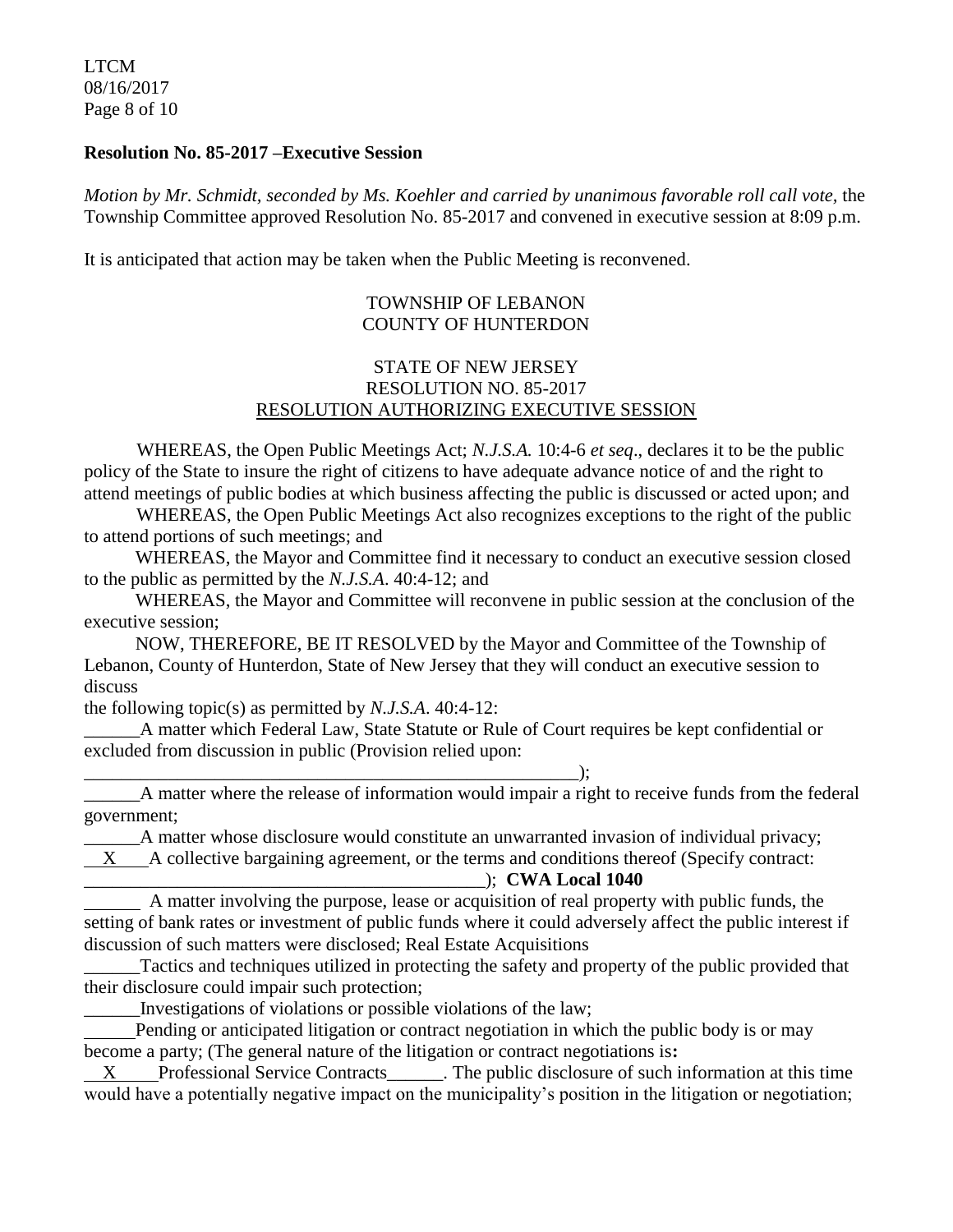**Resolution No. 85-2017 –Executive Session**

*Motion by Mr. Schmidt, seconded by Ms. Koehler and carried by unanimous favorable roll call vote,* the Township Committee approved Resolution No. 85-2017 and convened in executive session at 8:09 p.m.

It is anticipated that action may be taken when the Public Meeting is reconvened.

TOWNSHIP OF LEBANON
COUNTY OF HUNTERDON

STATE OF NEW JERSEY
RESOLUTION NO. 85-2017
RESOLUTION AUTHORIZING EXECUTIVE SESSION

WHEREAS, the Open Public Meetings Act; *N.J.S.A.* 10:4-6 *et seq*., declares it to be the public policy of the State to insure the right of citizens to have adequate advance notice of and the right to attend meetings of public bodies at which business affecting the public is discussed or acted upon; and

WHEREAS, the Open Public Meetings Act also recognizes exceptions to the right of the public to attend portions of such meetings; and

WHEREAS, the Mayor and Committee find it necessary to conduct an executive session closed to the public as permitted by the *N.J.S.A*. 40:4-12; and

WHEREAS, the Mayor and Committee will reconvene in public session at the conclusion of the executive session;

NOW, THEREFORE, BE IT RESOLVED by the Mayor and Committee of the Township of Lebanon, County of Hunterdon, State of New Jersey that they will conduct an executive session to discuss

the following topic(s) as permitted by *N.J.S.A*. 40:4-12:

______A matter which Federal Law, State Statute or Rule of Court requires be kept confidential or excluded from discussion in public (Provision relied upon:
________________________________________________________);

______A matter where the release of information would impair a right to receive funds from the federal government;

______A matter whose disclosure would constitute an unwarranted invasion of individual privacy;

__X__ A collective bargaining agreement, or the terms and conditions thereof (Specify contract:
____________________________________________); **CWA Local 1040**

______ A matter involving the purpose, lease or acquisition of real property with public funds, the setting of bank rates or investment of public funds where it could adversely affect the public interest if discussion of such matters were disclosed; Real Estate Acquisitions

______Tactics and techniques utilized in protecting the safety and property of the public provided that their disclosure could impair such protection;

______Investigations of violations or possible violations of the law;

______Pending or anticipated litigation or contract negotiation in which the public body is or may become a party; (The general nature of the litigation or contract negotiations is**:**

__X__ Professional Service Contracts______. The public disclosure of such information at this time would have a potentially negative impact on the municipality's position in the litigation or negotiation;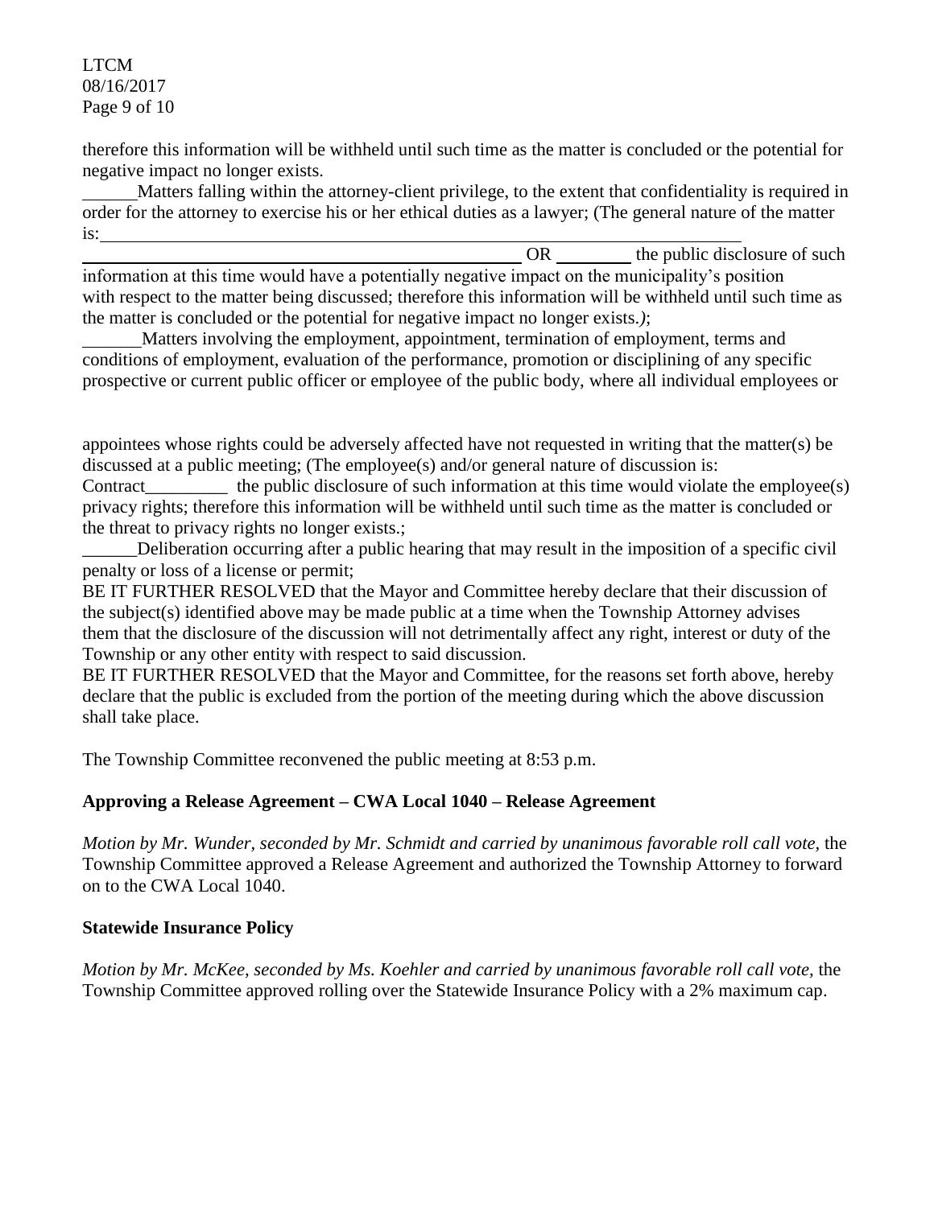therefore this information will be withheld until such time as the matter is concluded or the potential for negative impact no longer exists.

______Matters falling within the attorney-client privilege, to the extent that confidentiality is required in order for the attorney to exercise his or her ethical duties as a lawyer; (The general nature of the matter is:______________________________________________________________________________ ______________________________________________ OR ________ the public disclosure of such information at this time would have a potentially negative impact on the municipality's position with respect to the matter being discussed; therefore this information will be withheld until such time as the matter is concluded or the potential for negative impact no longer exists.*)*;

______Matters involving the employment, appointment, termination of employment, terms and conditions of employment, evaluation of the performance, promotion or disciplining of any specific prospective or current public officer or employee of the public body, where all individual employees or appointees whose rights could be adversely affected have not requested in writing that the matter(s) be discussed at a public meeting; (The employee(s) and/or general nature of discussion is: Contract_________ the public disclosure of such information at this time would violate the employee(s) privacy rights; therefore this information will be withheld until such time as the matter is concluded or the threat to privacy rights no longer exists.;

______Deliberation occurring after a public hearing that may result in the imposition of a specific civil penalty or loss of a license or permit;

BE IT FURTHER RESOLVED that the Mayor and Committee hereby declare that their discussion of the subject(s) identified above may be made public at a time when the Township Attorney advises them that the disclosure of the discussion will not detrimentally affect any right, interest or duty of the Township or any other entity with respect to said discussion.

BE IT FURTHER RESOLVED that the Mayor and Committee, for the reasons set forth above, hereby declare that the public is excluded from the portion of the meeting during which the above discussion shall take place.

The Township Committee reconvened the public meeting at 8:53 p.m.

**Approving a Release Agreement – CWA Local 1040 – Release Agreement**

*Motion by Mr. Wunder, seconded by Mr. Schmidt and carried by unanimous favorable roll call vote,* the Township Committee approved a Release Agreement and authorized the Township Attorney to forward on to the CWA Local 1040.

**Statewide Insurance Policy**

*Motion by Mr. McKee, seconded by Ms. Koehler and carried by unanimous favorable roll call vote,* the Township Committee approved rolling over the Statewide Insurance Policy with a 2% maximum cap.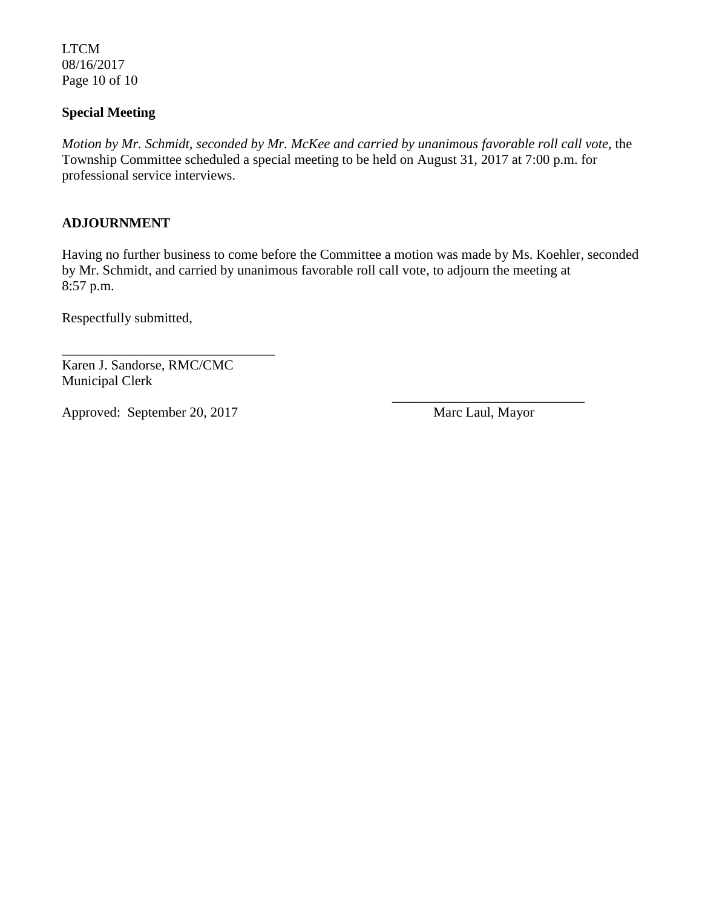**Special Meeting**

*Motion by Mr. Schmidt, seconded by Mr. McKee and carried by unanimous favorable roll call vote,* the Township Committee scheduled a special meeting to be held on August 31, 2017 at 7:00 p.m. for professional service interviews.

**ADJOURNMENT**

Having no further business to come before the Committee a motion was made by Ms. Koehler, seconded by Mr. Schmidt, and carried by unanimous favorable roll call vote, to adjourn the meeting at 8:57 p.m.

Respectfully submitted,

______________________________
Karen J. Sandorse, RMC/CMC
Municipal Clerk

Approved: September 20, 2017

______________________________
Marc Laul, Mayor